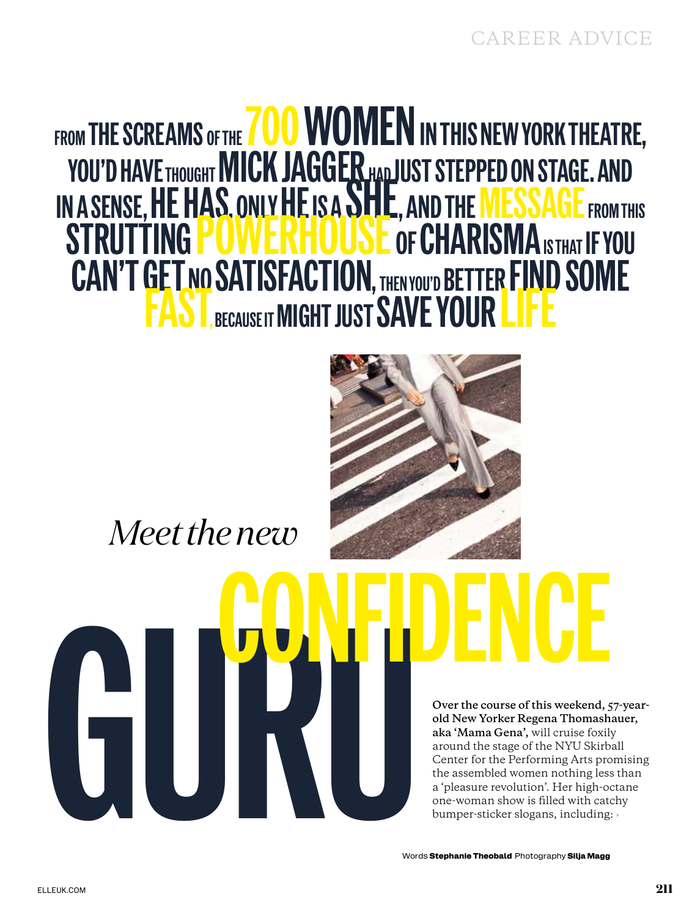CAREER ADVICE

FROM THE SCREAMS OF THE 700 WOMEN IN THIS NEW YORK THEATRE, YOU'D HAVE THOUGHT MICK JAGGER HAD JUST STEPPED ON STAGE. AND IN A SENSE, HE HAS, ONLY HE IS A SHE, AND THE MESSAGE FROM THIS STRUTTING POWERHOUSE OF CHARISMA IS THAT IF YOU CAN'T GET NO SATISFACTION, THEN YOU'D BETTER FIND SOME FAST, BECAUSE IT MIGHT JUST SAVE YOUR LIFE

# *Meet the new* CONFIDENCE GURU

**Over the course of this weekend, 57-year-old New Yorker Regena Thomashauer, aka 'Mama Gena',** will cruise foxily around the stage of the NYU Skirball Center for the Performing Arts promising the assembled women nothing less than a 'pleasure revolution'. Her high-octane one-woman show is filled with catchy bumper-sticker slogans, including: ›

Words **Stephanie Theobald** Photography **Silja Magg**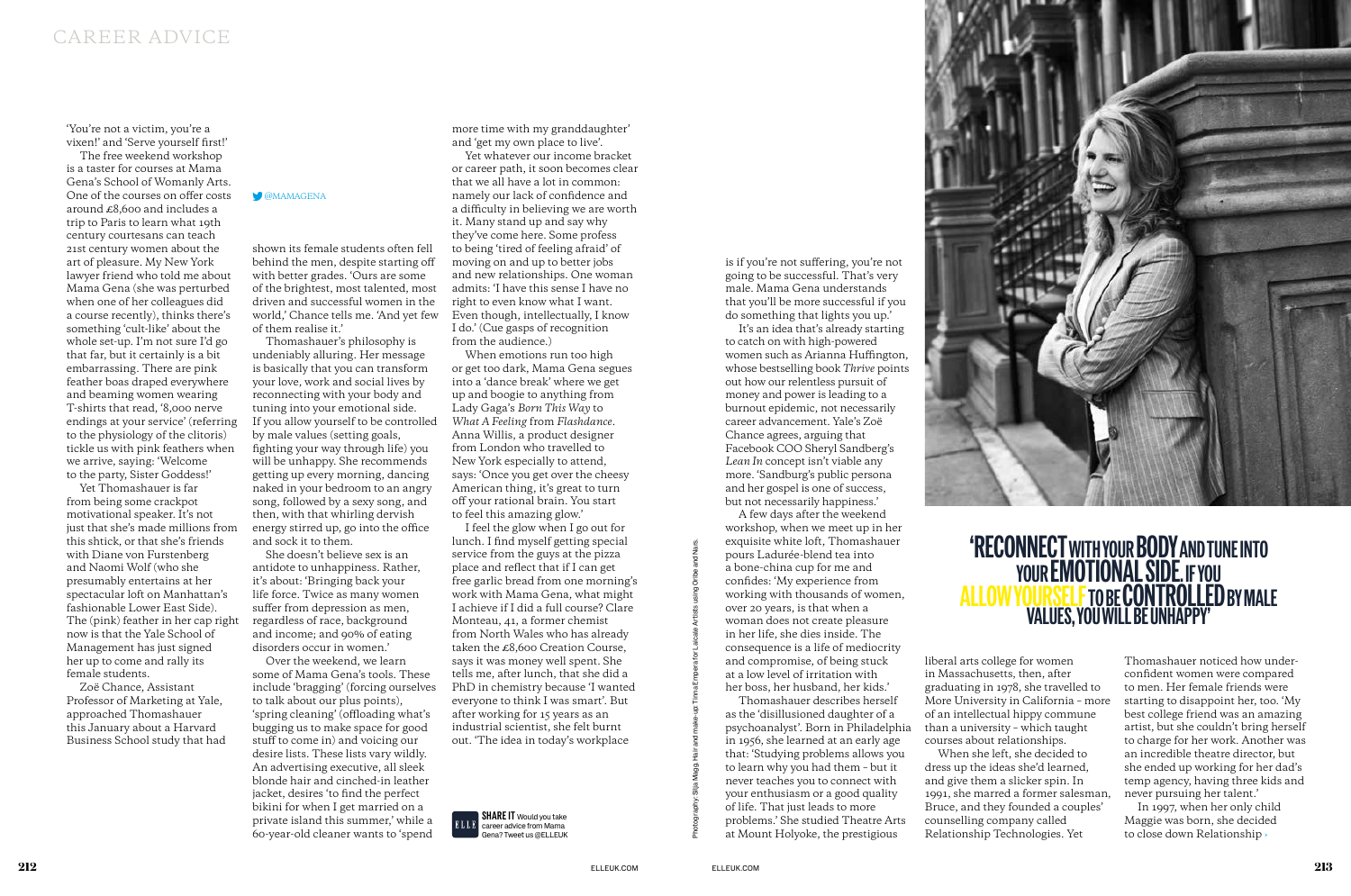'You're not a victim, you're a vixen!' and 'Serve yourself first!'

The free weekend workshop is a taster for courses at Mama Gena's School of Womanly Arts. One of the courses on offer costs around £8,600 and includes a trip to Paris to learn what 19th century courtesans can teach 21st century women about the art of pleasure. My New York lawyer friend who told me about Mama Gena (she was perturbed when one of her colleagues did a course recently), thinks there's something 'cult-like' about the whole set-up. I'm not sure I'd go that far, but it certainly is a bit embarrassing. There are pink feather boas draped everywhere and beaming women wearing T-shirts that read, '8,000 nerve endings at your service' (referring to the physiology of the clitoris) tickle us with pink feathers when we arrive, saying: 'Welcome to the party, Sister Goddess!'

Yet Thomashauer is far from being some crackpot motivational speaker. It's not just that she's made millions from this shtick, or that she's friends with Diane von Furstenberg and Naomi Wolf (who she presumably entertains at her spectacular loft on Manhattan's fashionable Lower East Side). The (pink) feather in her cap right now is that the Yale School of Management has just signed her up to come and rally its female students.

Zoë Chance, Assistant Professor of Marketing at Yale, approached Thomashauer this January about a Harvard Business School study that had shown its female students often fell behind the men, despite starting off with better grades. 'Ours are some of the brightest, most talented, most driven and successful women in the world,' Chance tells me. 'And yet few of them realise it.'

@MAMAGENA

Thomashauer's philosophy is undeniably alluring. Her message is basically that you can transform your love, work and social lives by reconnecting with your body and tuning into your emotional side. If you allow yourself to be controlled by male values (setting goals, fighting your way through life) you will be unhappy. She recommends getting up every morning, dancing naked in your bedroom to an angry song, followed by a sexy song, and then, with that whirling dervish energy stirred up, go into the office and sock it to them.

She doesn't believe sex is an antidote to unhappiness. Rather, it's about: 'Bringing back your life force. Twice as many women suffer from depression as men, regardless of race, background and income; and 90% of eating disorders occur in women.'

Over the weekend, we learn some of Mama Gena's tools. These include 'bragging' (forcing ourselves to talk about our plus points), 'spring cleaning' (offloading what's bugging us to make space for good stuff to come in) and voicing our desire lists. These lists vary wildly. An advertising executive, all sleek blonde hair and cinched-in leather jacket, desires 'to find the perfect bikini for when I get married on a private island this summer,' while a 60-year-old cleaner wants to 'spend more time with my granddaughter' and 'get my own place to live'.

Yet whatever our income bracket or career path, it soon becomes clear that we all have a lot in common: namely our lack of confidence and a difficulty in believing we are worth it. Many stand up and say why they've come here. Some profess to being 'tired of feeling afraid' of moving on and up to better jobs and new relationships. One woman admits: 'I have this sense I have no right to even know what I want. Even though, intellectually, I know I do.' (Cue gasps of recognition from the audience.)

When emotions run too high or get too dark, Mama Gena segues into a 'dance break' where we get up and boogie to anything from Lady Gaga's *Born This Way* to *What A Feeling* from *Flashdance*. Anna Willis, a product designer from London who travelled to New York especially to attend, says: 'Once you get over the cheesy American thing, it's great to turn off your rational brain. You start to feel this amazing glow.'

I feel the glow when I go out for lunch. I find myself getting special service from the guys at the pizza place and reflect that if I can get free garlic bread from one morning's work with Mama Gena, what might I achieve if I did a full course? Clare Monteau, 41, a former chemist from North Wales who has already taken the £8,600 Creation Course, says it was money well spent. She tells me, after lunch, that she did a PhD in chemistry because 'I wanted everyone to think I was smart'. But after working for 15 years as an industrial scientist, she felt burnt out. 'The idea in today's workplace is if you're not suffering, you're not going to be successful. That's very male. Mama Gena understands that you'll be more successful if you do something that lights you up.'

**SHARE IT** Would you take career advice from Mama Gena? Tweet us @ELLEUK

It's an idea that's already starting to catch on with high-powered women such as Arianna Huffington, whose bestselling book *Thrive* points out how our relentless pursuit of money and power is leading to a burnout epidemic, not necessarily career advancement. Yale's Zoë Chance agrees, arguing that Facebook COO Sheryl Sandberg's *Lean In* concept isn't viable any more. 'Sandburg's public persona and her gospel is one of success, but not necessarily happiness.'

A few days after the weekend workshop, when we meet up in her exquisite white loft, Thomashauer pours Ladurée-blend tea into a bone-china cup for me and confides: 'My experience from working with thousands of women, over 20 years, is that when a woman does not create pleasure in her life, she dies inside. The consequence is a life of mediocrity and compromise, of being stuck at a low level of irritation with her boss, her husband, her kids.'

Thomashauer describes herself as the 'disillusioned daughter of a psychoanalyst'. Born in Philadelphia in 1956, she learned at an early age that: 'Studying problems allows you to learn why you had them – but it never teaches you to connect with your enthusiasm or a good quality of life. That just leads to more problems.' She studied Theatre Arts at Mount Holyoke, the prestigious liberal arts college for women in Massachusetts, then, after graduating in 1978, she travelled to More University in California – more of an intellectual hippy commune than a university – which taught courses about relationships.

Photography: Silja Magg. Hair and make-up Tina Empera for Lacasle Artists using Oribe and Nars.

## 'RECONNECT WITH YOUR BODY AND TUNE INTO YOUR EMOTIONAL SIDE. IF YOU ALLOW YOURSELF TO BE CONTROLLED BY MALE VALUES, YOU WILL BE UNHAPPY'

When she left, she decided to dress up the ideas she'd learned, and give them a slicker spin. In 1991, she married a former salesman, Bruce, and they founded a couples' counselling company called Relationship Technologies. Yet Thomashauer noticed how under-confident women were compared to men. Her female friends were starting to disappoint her, too. 'My best college friend was an amazing artist, but she couldn't bring herself to charge for her work. Another was an incredible theatre director, but she ended up working for her dad's temp agency, having three kids and never pursuing her talent.'

In 1997, when her only child Maggie was born, she decided to close down Relationship ›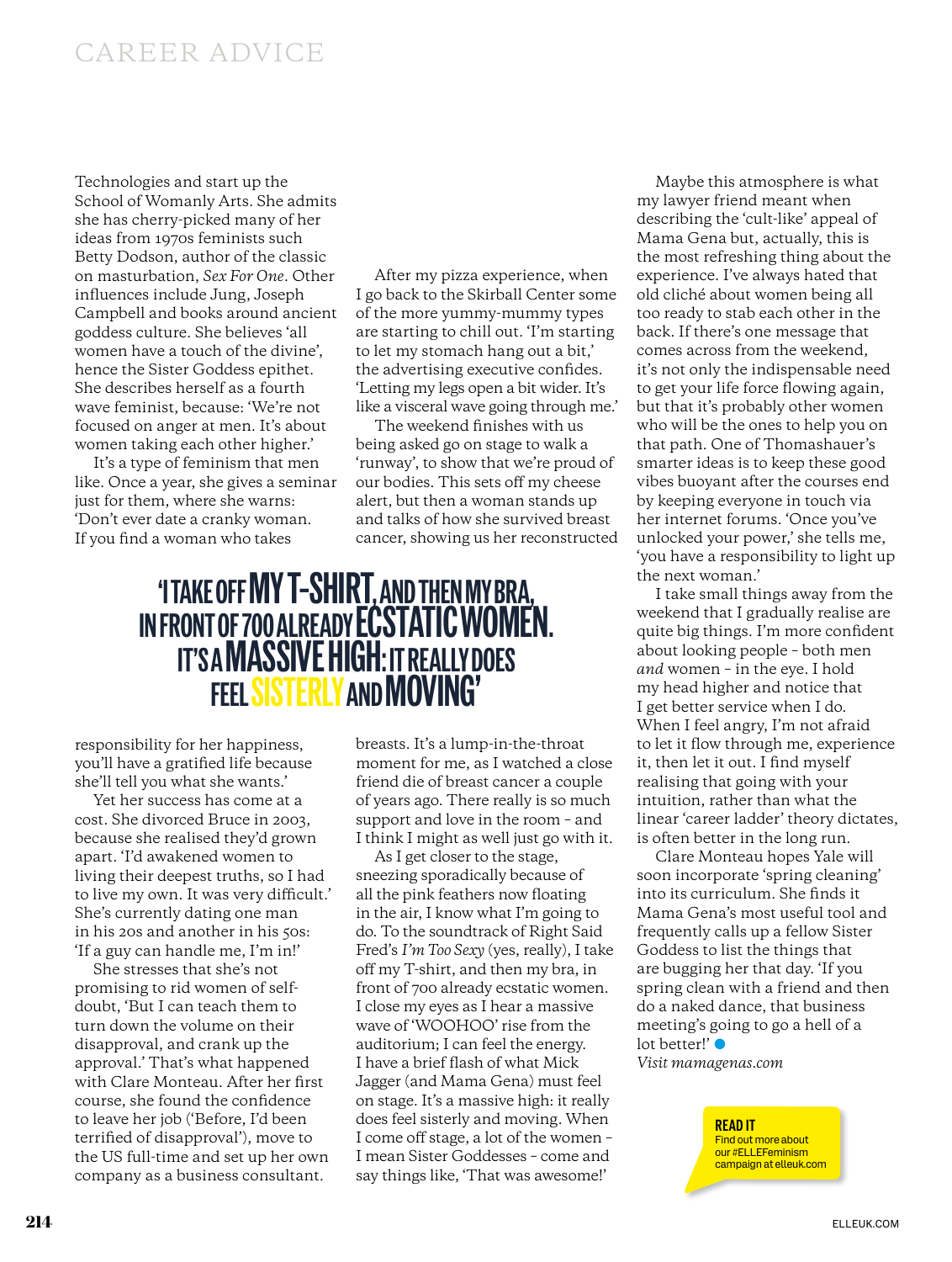Technologies and start up the School of Womanly Arts. She admits she has cherry-picked many of her ideas from 1970s feminists such Betty Dodson, author of the classic on masturbation, *Sex For One*. Other influences include Jung, Joseph Campbell and books around ancient goddess culture. She believes 'all women have a touch of the divine', hence the Sister Goddess epithet. She describes herself as a fourth wave feminist, because: 'We're not focused on anger at men. It's about women taking each other higher.'

It's a type of feminism that men like. Once a year, she gives a seminar just for them, where she warns: 'Don't ever date a cranky woman. If you find a woman who takes responsibility for her happiness, you'll have a gratified life because she'll tell you what she wants.'

Yet her success has come at a cost. She divorced Bruce in 2003, because she realised they'd grown apart. 'I'd awakened women to living their deepest truths, so I had to live my own. It was very difficult.' She's currently dating one man in his 20s and another in his 50s: 'If a guy can handle me, I'm in!'

She stresses that she's not promising to rid women of self-doubt, 'But I can teach them to turn down the volume on their disapproval, and crank up the approval.' That's what happened with Clare Monteau. After her first course, she found the confidence to leave her job ('Before, I'd been terrified of disapproval'), move to the US full-time and set up her own company as a business consultant.

After my pizza experience, when I go back to the Skirball Center some of the more yummy-mummy types are starting to chill out. 'I'm starting to let my stomach hang out a bit,' the advertising executive confides. 'Letting my legs open a bit wider. It's like a visceral wave going through me.'

The weekend finishes with us being asked go on stage to walk a 'runway', to show that we're proud of our bodies. This sets off my cheese alert, but then a woman stands up and talks of how she survived breast cancer, showing us her reconstructed breasts. It's a lump-in-the-throat moment for me, as I watched a close friend die of breast cancer a couple of years ago. There really is so much support and love in the room – and I think I might as well just go with it.

**'I TAKE OFF MY T-SHIRT, AND THEN MY BRA, IN FRONT OF 700 ALREADY ECSTATIC WOMEN. IT'S A MASSIVE HIGH: IT REALLY DOES FEEL SISTERLY AND MOVING'**

As I get closer to the stage, sneezing sporadically because of all the pink feathers now floating in the air, I know what I'm going to do. To the soundtrack of Right Said Fred's *I'm Too Sexy* (yes, really), I take off my T-shirt, and then my bra, in front of 700 already ecstatic women. I close my eyes as I hear a massive wave of 'WOOHOO' rise from the auditorium; I can feel the energy. I have a brief flash of what Mick Jagger (and Mama Gena) must feel on stage. It's a massive high: it really does feel sisterly and moving. When I come off stage, a lot of the women – I mean Sister Goddesses – come and say things like, 'That was awesome!'

Maybe this atmosphere is what my lawyer friend meant when describing the 'cult-like' appeal of Mama Gena but, actually, this is the most refreshing thing about the experience. I've always hated that old cliché about women being all too ready to stab each other in the back. If there's one message that comes across from the weekend, it's not only the indispensable need to get your life force flowing again, but that it's probably other women who will be the ones to help you on that path. One of Thomashauer's smarter ideas is to keep these good vibes buoyant after the courses end by keeping everyone in touch via her internet forums. 'Once you've unlocked your power,' she tells me, 'you have a responsibility to light up the next woman.'

I take small things away from the weekend that I gradually realise are quite big things. I'm more confident about looking people – both men *and* women – in the eye. I hold my head higher and notice that I get better service when I do. When I feel angry, I'm not afraid to let it flow through me, experience it, then let it out. I find myself realising that going with your intuition, rather than what the linear 'career ladder' theory dictates, is often better in the long run.

Clare Monteau hopes Yale will soon incorporate 'spring cleaning' into its curriculum. She finds it Mama Gena's most useful tool and frequently calls up a fellow Sister Goddess to list the things that are bugging her that day. 'If you spring clean with a friend and then do a naked dance, that business meeting's going to go a hell of a lot better!' ●

*Visit mamagenas.com*

**READ IT**
Find out more about our #ELLEFeminism campaign at elleuk.com